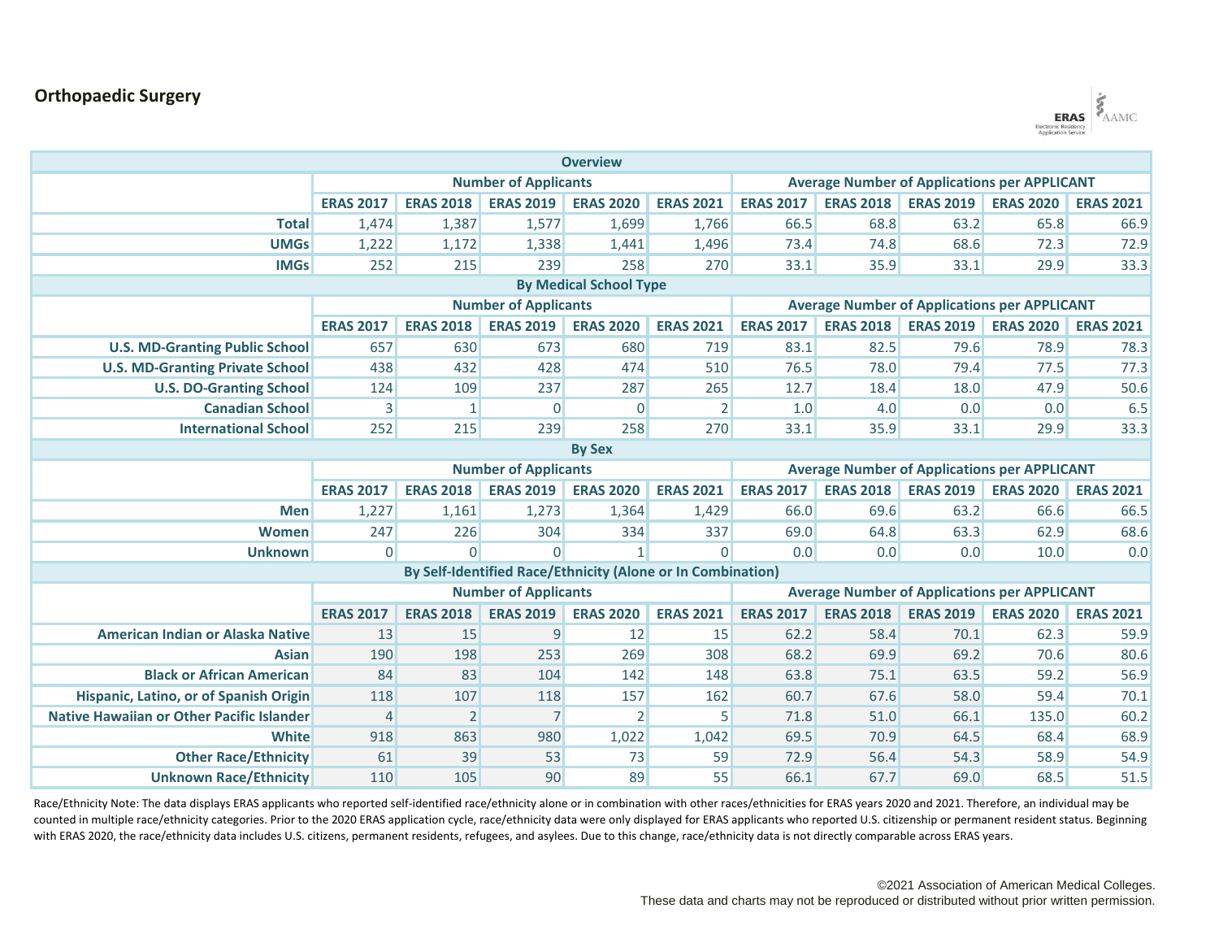# Orthopaedic Surgery

ERAS Electronic Residency Application Service | AAMC

| Overview | | | | | | | | | | |
|---|---|---|---|---|---|---|---|---|---|---|
| | Number of Applicants | | | | | Average Number of Applications per APPLICANT | | | | |
| | ERAS 2017 | ERAS 2018 | ERAS 2019 | ERAS 2020 | ERAS 2021 | ERAS 2017 | ERAS 2018 | ERAS 2019 | ERAS 2020 | ERAS 2021 |
| **Total** | 1,474 | 1,387 | 1,577 | 1,699 | 1,766 | 66.5 | 68.8 | 63.2 | 65.8 | 66.9 |
| **UMGs** | 1,222 | 1,172 | 1,338 | 1,441 | 1,496 | 73.4 | 74.8 | 68.6 | 72.3 | 72.9 |
| **IMGs** | 252 | 215 | 239 | 258 | 270 | 33.1 | 35.9 | 33.1 | 29.9 | 33.3 |
| **By Medical School Type** | | | | | | | | | | |
| | Number of Applicants | | | | | Average Number of Applications per APPLICANT | | | | |
| | ERAS 2017 | ERAS 2018 | ERAS 2019 | ERAS 2020 | ERAS 2021 | ERAS 2017 | ERAS 2018 | ERAS 2019 | ERAS 2020 | ERAS 2021 |
| **U.S. MD-Granting Public School** | 657 | 630 | 673 | 680 | 719 | 83.1 | 82.5 | 79.6 | 78.9 | 78.3 |
| **U.S. MD-Granting Private School** | 438 | 432 | 428 | 474 | 510 | 76.5 | 78.0 | 79.4 | 77.5 | 77.3 |
| **U.S. DO-Granting School** | 124 | 109 | 237 | 287 | 265 | 12.7 | 18.4 | 18.0 | 47.9 | 50.6 |
| **Canadian School** | 3 | 1 | 0 | 0 | 2 | 1.0 | 4.0 | 0.0 | 0.0 | 6.5 |
| **International School** | 252 | 215 | 239 | 258 | 270 | 33.1 | 35.9 | 33.1 | 29.9 | 33.3 |
| **By Sex** | | | | | | | | | | |
| | Number of Applicants | | | | | Average Number of Applications per APPLICANT | | | | |
| | ERAS 2017 | ERAS 2018 | ERAS 2019 | ERAS 2020 | ERAS 2021 | ERAS 2017 | ERAS 2018 | ERAS 2019 | ERAS 2020 | ERAS 2021 |
| **Men** | 1,227 | 1,161 | 1,273 | 1,364 | 1,429 | 66.0 | 69.6 | 63.2 | 66.6 | 66.5 |
| **Women** | 247 | 226 | 304 | 334 | 337 | 69.0 | 64.8 | 63.3 | 62.9 | 68.6 |
| **Unknown** | 0 | 0 | 0 | 1 | 0 | 0.0 | 0.0 | 0.0 | 10.0 | 0.0 |
| **By Self-Identified Race/Ethnicity (Alone or In Combination)** | | | | | | | | | | |
| | Number of Applicants | | | | | Average Number of Applications per APPLICANT | | | | |
| | ERAS 2017 | ERAS 2018 | ERAS 2019 | ERAS 2020 | ERAS 2021 | ERAS 2017 | ERAS 2018 | ERAS 2019 | ERAS 2020 | ERAS 2021 |
| **American Indian or Alaska Native** | 13 | 15 | 9 | 12 | 15 | 62.2 | 58.4 | 70.1 | 62.3 | 59.9 |
| **Asian** | 190 | 198 | 253 | 269 | 308 | 68.2 | 69.9 | 69.2 | 70.6 | 80.6 |
| **Black or African American** | 84 | 83 | 104 | 142 | 148 | 63.8 | 75.1 | 63.5 | 59.2 | 56.9 |
| **Hispanic, Latino, or of Spanish Origin** | 118 | 107 | 118 | 157 | 162 | 60.7 | 67.6 | 58.0 | 59.4 | 70.1 |
| **Native Hawaiian or Other Pacific Islander** | 4 | 2 | 7 | 2 | 5 | 71.8 | 51.0 | 66.1 | 135.0 | 60.2 |
| **White** | 918 | 863 | 980 | 1,022 | 1,042 | 69.5 | 70.9 | 64.5 | 68.4 | 68.9 |
| **Other Race/Ethnicity** | 61 | 39 | 53 | 73 | 59 | 72.9 | 56.4 | 54.3 | 58.9 | 54.9 |
| **Unknown Race/Ethnicity** | 110 | 105 | 90 | 89 | 55 | 66.1 | 67.7 | 69.0 | 68.5 | 51.5 |

Race/Ethnicity Note: The data displays ERAS applicants who reported self-identified race/ethnicity alone or in combination with other races/ethnicities for ERAS years 2020 and 2021. Therefore, an individual may be counted in multiple race/ethnicity categories. Prior to the 2020 ERAS application cycle, race/ethnicity data were only displayed for ERAS applicants who reported U.S. citizenship or permanent resident status. Beginning with ERAS 2020, the race/ethnicity data includes U.S. citizens, permanent residents, refugees, and asylees. Due to this change, race/ethnicity data is not directly comparable across ERAS years.

©2021 Association of American Medical Colleges.
These data and charts may not be reproduced or distributed without prior written permission.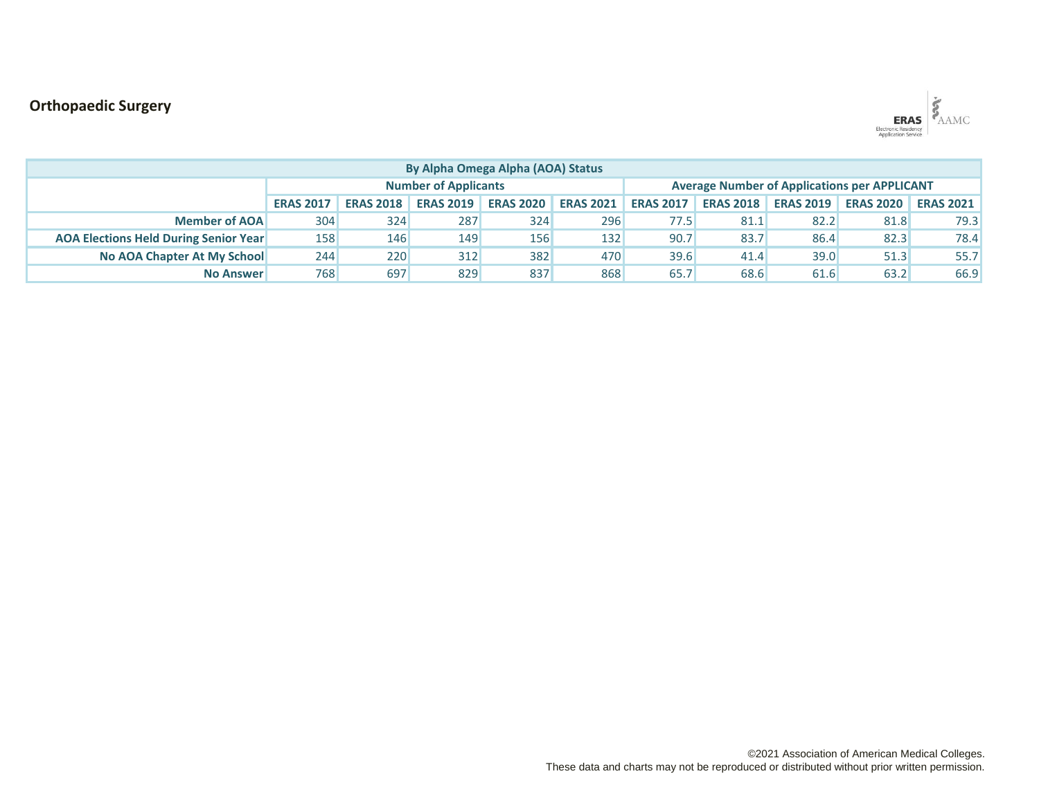## Orthopaedic Surgery

| By Alpha Omega Alpha (AOA) Status | | | | | | | | | | |
|---|---|---|---|---|---|---|---|---|---|---|
| | Number of Applicants | | | | | Average Number of Applications per APPLICANT | | | | |
| | ERAS 2017 | ERAS 2018 | ERAS 2019 | ERAS 2020 | ERAS 2021 | ERAS 2017 | ERAS 2018 | ERAS 2019 | ERAS 2020 | ERAS 2021 |
| **Member of AOA** | 304 | 324 | 287 | 324 | 296 | 77.5 | 81.1 | 82.2 | 81.8 | 79.3 |
| **AOA Elections Held During Senior Year** | 158 | 146 | 149 | 156 | 132 | 90.7 | 83.7 | 86.4 | 82.3 | 78.4 |
| **No AOA Chapter At My School** | 244 | 220 | 312 | 382 | 470 | 39.6 | 41.4 | 39.0 | 51.3 | 55.7 |
| **No Answer** | 768 | 697 | 829 | 837 | 868 | 65.7 | 68.6 | 61.6 | 63.2 | 66.9 |

©2021 Association of American Medical Colleges.
These data and charts may not be reproduced or distributed without prior written permission.